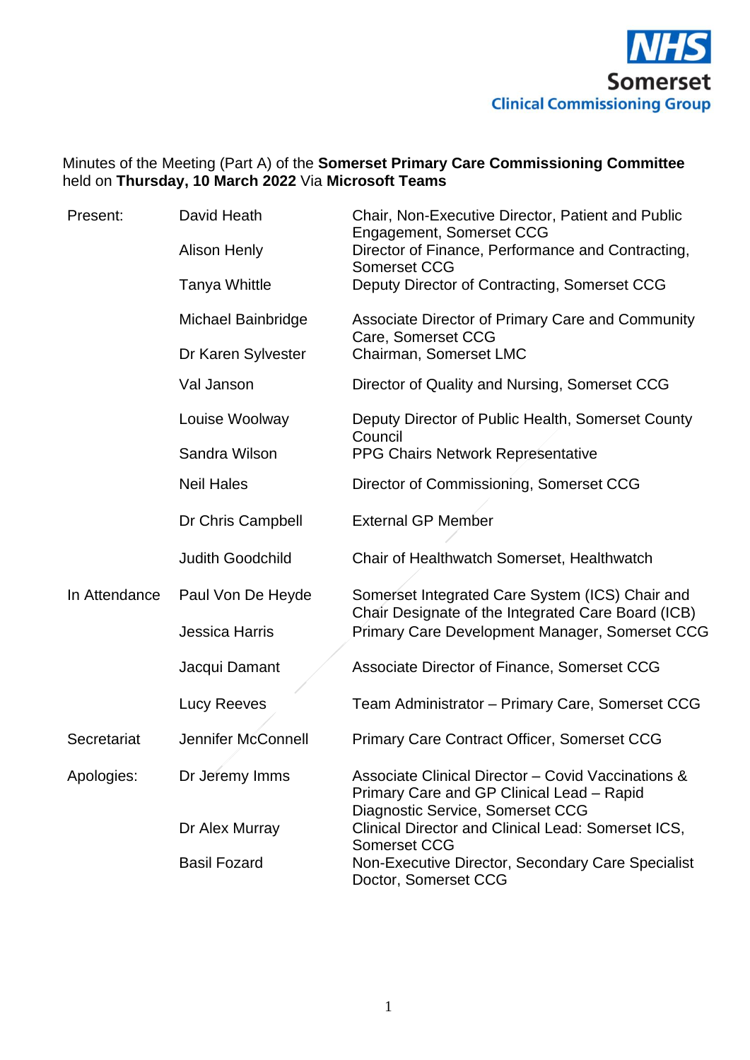NHS
Somerset
Clinical Commissioning Group

Minutes of the Meeting (Part A) of the **Somerset Primary Care Commissioning Committee** held on **Thursday, 10 March 2022** Via **Microsoft Teams**

| | | |
|---|---|---|
| Present: | David Heath | Chair, Non-Executive Director, Patient and Public Engagement, Somerset CCG |
| | Alison Henly | Director of Finance, Performance and Contracting, Somerset CCG |
| | Tanya Whittle | Deputy Director of Contracting, Somerset CCG |
| | Michael Bainbridge | Associate Director of Primary Care and Community Care, Somerset CCG |
| | Dr Karen Sylvester | Chairman, Somerset LMC |
| | Val Janson | Director of Quality and Nursing, Somerset CCG |
| | Louise Woolway | Deputy Director of Public Health, Somerset County Council |
| | Sandra Wilson | PPG Chairs Network Representative |
| | Neil Hales | Director of Commissioning, Somerset CCG |
| | Dr Chris Campbell | External GP Member |
| | Judith Goodchild | Chair of Healthwatch Somerset, Healthwatch |
| In Attendance | Paul Von De Heyde | Somerset Integrated Care System (ICS) Chair and Chair Designate of the Integrated Care Board (ICB) |
| | Jessica Harris | Primary Care Development Manager, Somerset CCG |
| | Jacqui Damant | Associate Director of Finance, Somerset CCG |
| | Lucy Reeves | Team Administrator – Primary Care, Somerset CCG |
| Secretariat | Jennifer McConnell | Primary Care Contract Officer, Somerset CCG |
| Apologies: | Dr Jeremy Imms | Associate Clinical Director – Covid Vaccinations & Primary Care and GP Clinical Lead – Rapid Diagnostic Service, Somerset CCG |
| | Dr Alex Murray | Clinical Director and Clinical Lead: Somerset ICS, Somerset CCG |
| | Basil Fozard | Non-Executive Director, Secondary Care Specialist Doctor, Somerset CCG |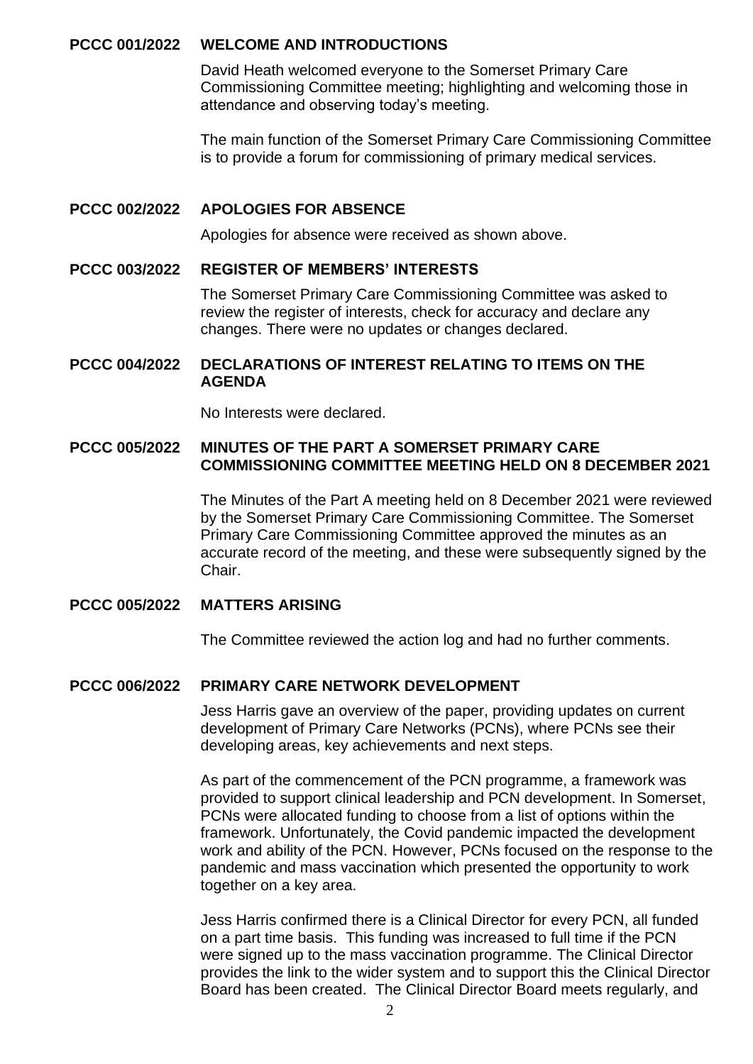**PCCC 001/2022 WELCOME AND INTRODUCTIONS**

David Heath welcomed everyone to the Somerset Primary Care Commissioning Committee meeting; highlighting and welcoming those in attendance and observing today's meeting.

The main function of the Somerset Primary Care Commissioning Committee is to provide a forum for commissioning of primary medical services.

**PCCC 002/2022 APOLOGIES FOR ABSENCE**

Apologies for absence were received as shown above.

**PCCC 003/2022 REGISTER OF MEMBERS' INTERESTS**

The Somerset Primary Care Commissioning Committee was asked to review the register of interests, check for accuracy and declare any changes. There were no updates or changes declared.

**PCCC 004/2022 DECLARATIONS OF INTEREST RELATING TO ITEMS ON THE AGENDA**

No Interests were declared.

**PCCC 005/2022 MINUTES OF THE PART A SOMERSET PRIMARY CARE COMMISSIONING COMMITTEE MEETING HELD ON 8 DECEMBER 2021**

The Minutes of the Part A meeting held on 8 December 2021 were reviewed by the Somerset Primary Care Commissioning Committee. The Somerset Primary Care Commissioning Committee approved the minutes as an accurate record of the meeting, and these were subsequently signed by the Chair.

**PCCC 005/2022 MATTERS ARISING**

The Committee reviewed the action log and had no further comments.

**PCCC 006/2022 PRIMARY CARE NETWORK DEVELOPMENT**

Jess Harris gave an overview of the paper, providing updates on current development of Primary Care Networks (PCNs), where PCNs see their developing areas, key achievements and next steps.

As part of the commencement of the PCN programme, a framework was provided to support clinical leadership and PCN development. In Somerset, PCNs were allocated funding to choose from a list of options within the framework. Unfortunately, the Covid pandemic impacted the development work and ability of the PCN. However, PCNs focused on the response to the pandemic and mass vaccination which presented the opportunity to work together on a key area.

Jess Harris confirmed there is a Clinical Director for every PCN, all funded on a part time basis. This funding was increased to full time if the PCN were signed up to the mass vaccination programme. The Clinical Director provides the link to the wider system and to support this the Clinical Director Board has been created. The Clinical Director Board meets regularly, and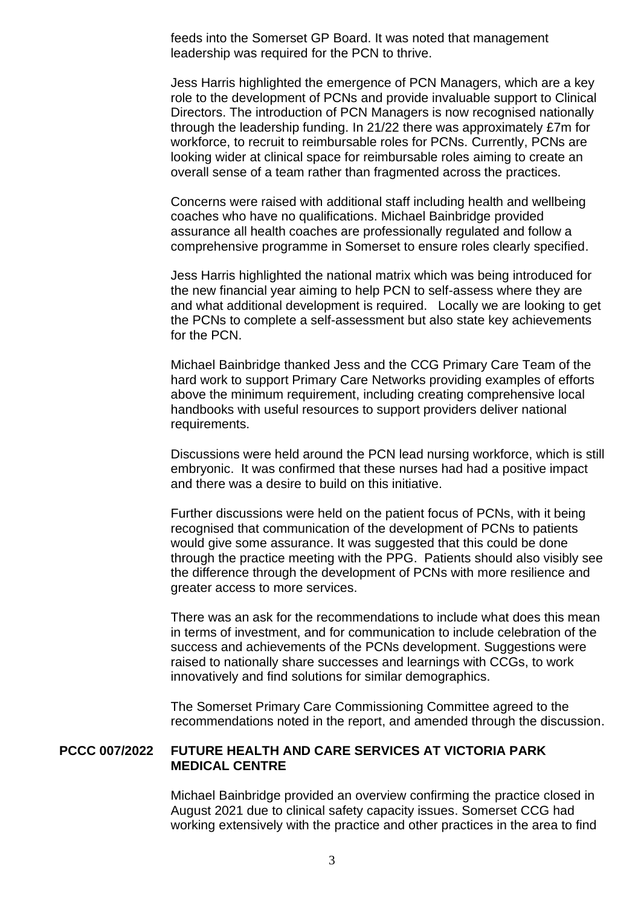feeds into the Somerset GP Board. It was noted that management leadership was required for the PCN to thrive.

Jess Harris highlighted the emergence of PCN Managers, which are a key role to the development of PCNs and provide invaluable support to Clinical Directors. The introduction of PCN Managers is now recognised nationally through the leadership funding. In 21/22 there was approximately £7m for workforce, to recruit to reimbursable roles for PCNs. Currently, PCNs are looking wider at clinical space for reimbursable roles aiming to create an overall sense of a team rather than fragmented across the practices.

Concerns were raised with additional staff including health and wellbeing coaches who have no qualifications. Michael Bainbridge provided assurance all health coaches are professionally regulated and follow a comprehensive programme in Somerset to ensure roles clearly specified.

Jess Harris highlighted the national matrix which was being introduced for the new financial year aiming to help PCN to self-assess where they are and what additional development is required. Locally we are looking to get the PCNs to complete a self-assessment but also state key achievements for the PCN.

Michael Bainbridge thanked Jess and the CCG Primary Care Team of the hard work to support Primary Care Networks providing examples of efforts above the minimum requirement, including creating comprehensive local handbooks with useful resources to support providers deliver national requirements.

Discussions were held around the PCN lead nursing workforce, which is still embryonic. It was confirmed that these nurses had had a positive impact and there was a desire to build on this initiative.

Further discussions were held on the patient focus of PCNs, with it being recognised that communication of the development of PCNs to patients would give some assurance. It was suggested that this could be done through the practice meeting with the PPG. Patients should also visibly see the difference through the development of PCNs with more resilience and greater access to more services.

There was an ask for the recommendations to include what does this mean in terms of investment, and for communication to include celebration of the success and achievements of the PCNs development. Suggestions were raised to nationally share successes and learnings with CCGs, to work innovatively and find solutions for similar demographics.

The Somerset Primary Care Commissioning Committee agreed to the recommendations noted in the report, and amended through the discussion.

**PCCC 007/2022 FUTURE HEALTH AND CARE SERVICES AT VICTORIA PARK MEDICAL CENTRE**

Michael Bainbridge provided an overview confirming the practice closed in August 2021 due to clinical safety capacity issues. Somerset CCG had working extensively with the practice and other practices in the area to find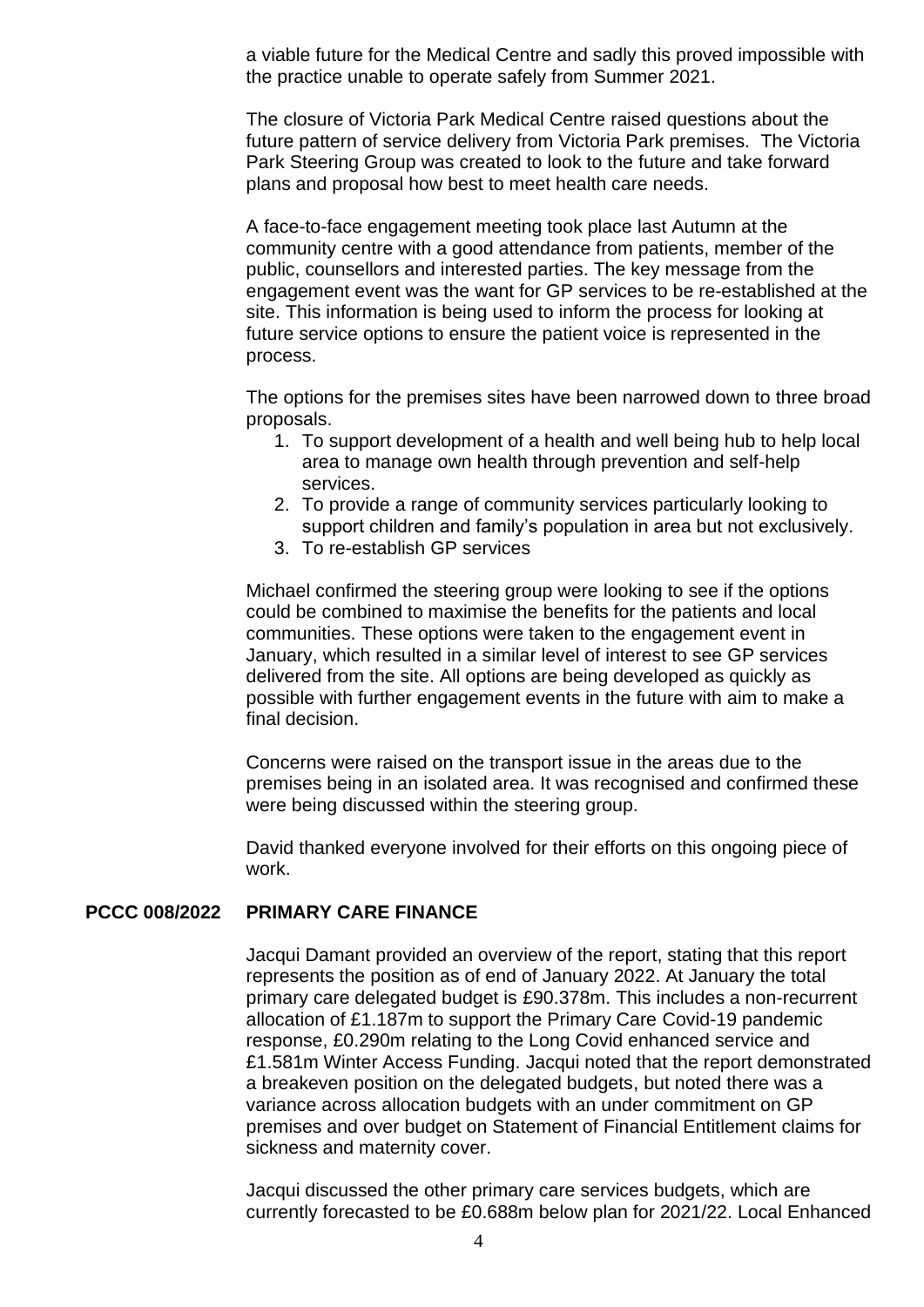a viable future for the Medical Centre and sadly this proved impossible with the practice unable to operate safely from Summer 2021.

The closure of Victoria Park Medical Centre raised questions about the future pattern of service delivery from Victoria Park premises. The Victoria Park Steering Group was created to look to the future and take forward plans and proposal how best to meet health care needs.

A face-to-face engagement meeting took place last Autumn at the community centre with a good attendance from patients, member of the public, counsellors and interested parties. The key message from the engagement event was the want for GP services to be re-established at the site. This information is being used to inform the process for looking at future service options to ensure the patient voice is represented in the process.

The options for the premises sites have been narrowed down to three broad proposals.

1. To support development of a health and well being hub to help local area to manage own health through prevention and self-help services.
2. To provide a range of community services particularly looking to support children and family's population in area but not exclusively.
3. To re-establish GP services

Michael confirmed the steering group were looking to see if the options could be combined to maximise the benefits for the patients and local communities. These options were taken to the engagement event in January, which resulted in a similar level of interest to see GP services delivered from the site. All options are being developed as quickly as possible with further engagement events in the future with aim to make a final decision.

Concerns were raised on the transport issue in the areas due to the premises being in an isolated area. It was recognised and confirmed these were being discussed within the steering group.

David thanked everyone involved for their efforts on this ongoing piece of work.

## PCCC 008/2022 PRIMARY CARE FINANCE

Jacqui Damant provided an overview of the report, stating that this report represents the position as of end of January 2022. At January the total primary care delegated budget is £90.378m. This includes a non-recurrent allocation of £1.187m to support the Primary Care Covid-19 pandemic response, £0.290m relating to the Long Covid enhanced service and £1.581m Winter Access Funding. Jacqui noted that the report demonstrated a breakeven position on the delegated budgets, but noted there was a variance across allocation budgets with an under commitment on GP premises and over budget on Statement of Financial Entitlement claims for sickness and maternity cover.

Jacqui discussed the other primary care services budgets, which are currently forecasted to be £0.688m below plan for 2021/22. Local Enhanced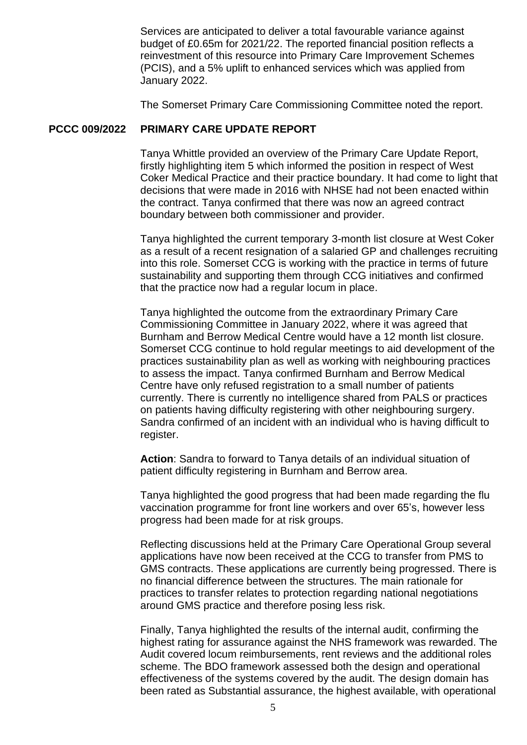Services are anticipated to deliver a total favourable variance against budget of £0.65m for 2021/22. The reported financial position reflects a reinvestment of this resource into Primary Care Improvement Schemes (PCIS), and a 5% uplift to enhanced services which was applied from January 2022.

The Somerset Primary Care Commissioning Committee noted the report.

**PCCC 009/2022 PRIMARY CARE UPDATE REPORT**

Tanya Whittle provided an overview of the Primary Care Update Report, firstly highlighting item 5 which informed the position in respect of West Coker Medical Practice and their practice boundary. It had come to light that decisions that were made in 2016 with NHSE had not been enacted within the contract. Tanya confirmed that there was now an agreed contract boundary between both commissioner and provider.

Tanya highlighted the current temporary 3-month list closure at West Coker as a result of a recent resignation of a salaried GP and challenges recruiting into this role. Somerset CCG is working with the practice in terms of future sustainability and supporting them through CCG initiatives and confirmed that the practice now had a regular locum in place.

Tanya highlighted the outcome from the extraordinary Primary Care Commissioning Committee in January 2022, where it was agreed that Burnham and Berrow Medical Centre would have a 12 month list closure. Somerset CCG continue to hold regular meetings to aid development of the practices sustainability plan as well as working with neighbouring practices to assess the impact. Tanya confirmed Burnham and Berrow Medical Centre have only refused registration to a small number of patients currently. There is currently no intelligence shared from PALS or practices on patients having difficulty registering with other neighbouring surgery. Sandra confirmed of an incident with an individual who is having difficult to register.

**Action**: Sandra to forward to Tanya details of an individual situation of patient difficulty registering in Burnham and Berrow area.

Tanya highlighted the good progress that had been made regarding the flu vaccination programme for front line workers and over 65's, however less progress had been made for at risk groups.

Reflecting discussions held at the Primary Care Operational Group several applications have now been received at the CCG to transfer from PMS to GMS contracts. These applications are currently being progressed. There is no financial difference between the structures. The main rationale for practices to transfer relates to protection regarding national negotiations around GMS practice and therefore posing less risk.

Finally, Tanya highlighted the results of the internal audit, confirming the highest rating for assurance against the NHS framework was rewarded. The Audit covered locum reimbursements, rent reviews and the additional roles scheme. The BDO framework assessed both the design and operational effectiveness of the systems covered by the audit. The design domain has been rated as Substantial assurance, the highest available, with operational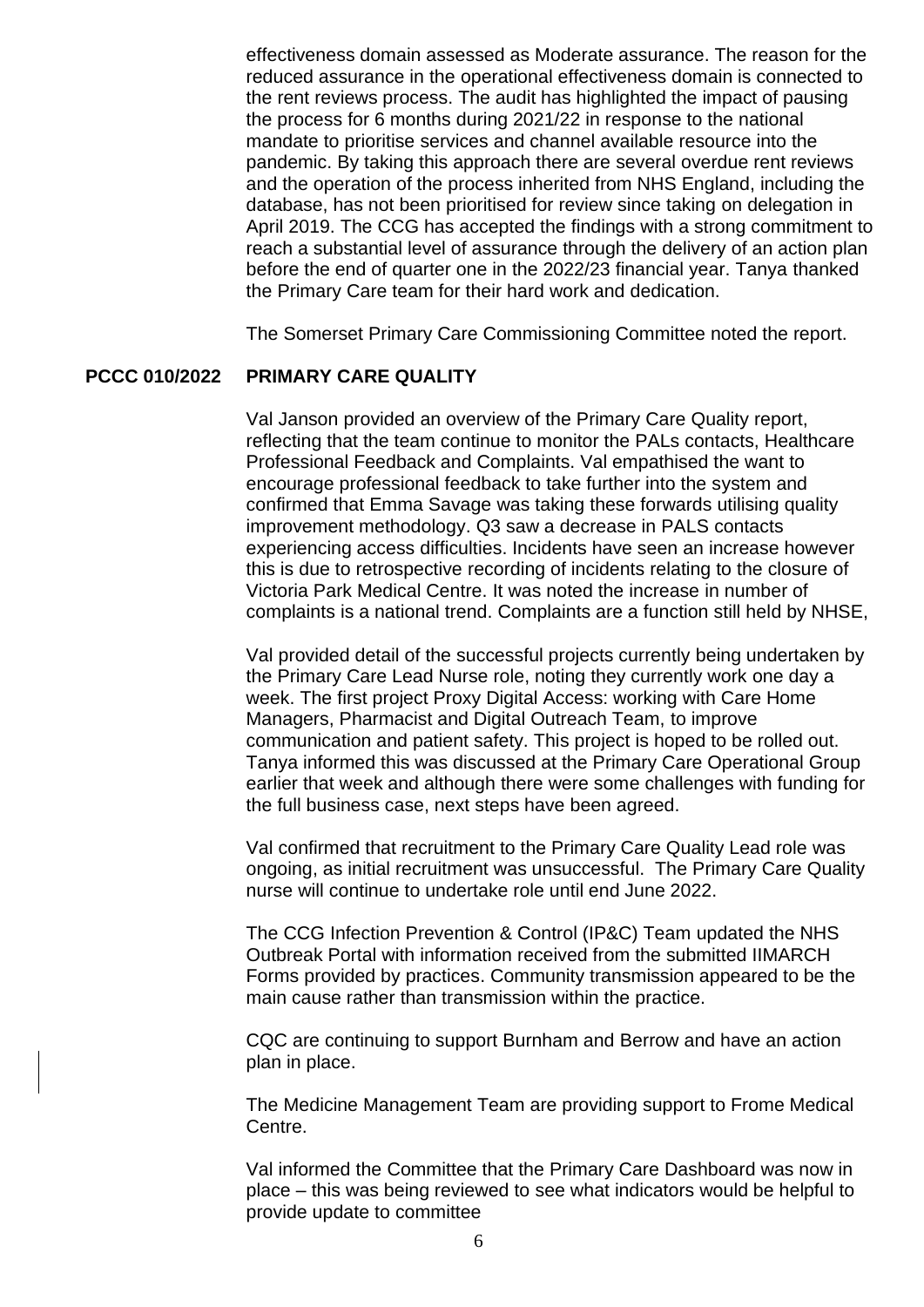effectiveness domain assessed as Moderate assurance. The reason for the reduced assurance in the operational effectiveness domain is connected to the rent reviews process. The audit has highlighted the impact of pausing the process for 6 months during 2021/22 in response to the national mandate to prioritise services and channel available resource into the pandemic. By taking this approach there are several overdue rent reviews and the operation of the process inherited from NHS England, including the database, has not been prioritised for review since taking on delegation in April 2019. The CCG has accepted the findings with a strong commitment to reach a substantial level of assurance through the delivery of an action plan before the end of quarter one in the 2022/23 financial year. Tanya thanked the Primary Care team for their hard work and dedication.

The Somerset Primary Care Commissioning Committee noted the report.

**PCCC 010/2022 PRIMARY CARE QUALITY**

Val Janson provided an overview of the Primary Care Quality report, reflecting that the team continue to monitor the PALs contacts, Healthcare Professional Feedback and Complaints. Val empathised the want to encourage professional feedback to take further into the system and confirmed that Emma Savage was taking these forwards utilising quality improvement methodology. Q3 saw a decrease in PALS contacts experiencing access difficulties. Incidents have seen an increase however this is due to retrospective recording of incidents relating to the closure of Victoria Park Medical Centre. It was noted the increase in number of complaints is a national trend. Complaints are a function still held by NHSE,

Val provided detail of the successful projects currently being undertaken by the Primary Care Lead Nurse role, noting they currently work one day a week. The first project Proxy Digital Access: working with Care Home Managers, Pharmacist and Digital Outreach Team, to improve communication and patient safety. This project is hoped to be rolled out. Tanya informed this was discussed at the Primary Care Operational Group earlier that week and although there were some challenges with funding for the full business case, next steps have been agreed.

Val confirmed that recruitment to the Primary Care Quality Lead role was ongoing, as initial recruitment was unsuccessful. The Primary Care Quality nurse will continue to undertake role until end June 2022.

The CCG Infection Prevention & Control (IP&C) Team updated the NHS Outbreak Portal with information received from the submitted IIMARCH Forms provided by practices. Community transmission appeared to be the main cause rather than transmission within the practice.

CQC are continuing to support Burnham and Berrow and have an action plan in place.

The Medicine Management Team are providing support to Frome Medical Centre.

Val informed the Committee that the Primary Care Dashboard was now in place – this was being reviewed to see what indicators would be helpful to provide update to committee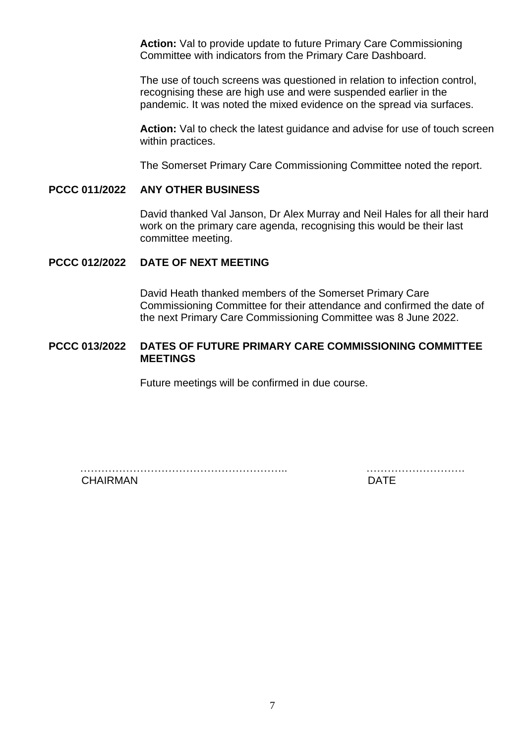**Action:** Val to provide update to future Primary Care Commissioning Committee with indicators from the Primary Care Dashboard.

The use of touch screens was questioned in relation to infection control, recognising these are high use and were suspended earlier in the pandemic. It was noted the mixed evidence on the spread via surfaces.

**Action:** Val to check the latest guidance and advise for use of touch screen within practices.

The Somerset Primary Care Commissioning Committee noted the report.

**PCCC 011/2022 ANY OTHER BUSINESS**

David thanked Val Janson, Dr Alex Murray and Neil Hales for all their hard work on the primary care agenda, recognising this would be their last committee meeting.

**PCCC 012/2022 DATE OF NEXT MEETING**

David Heath thanked members of the Somerset Primary Care Commissioning Committee for their attendance and confirmed the date of the next Primary Care Commissioning Committee was 8 June 2022.

**PCCC 013/2022 DATES OF FUTURE PRIMARY CARE COMMISSIONING COMMITTEE MEETINGS**

Future meetings will be confirmed in due course.

………………………………………………….. ……………………….

CHAIRMAN DATE